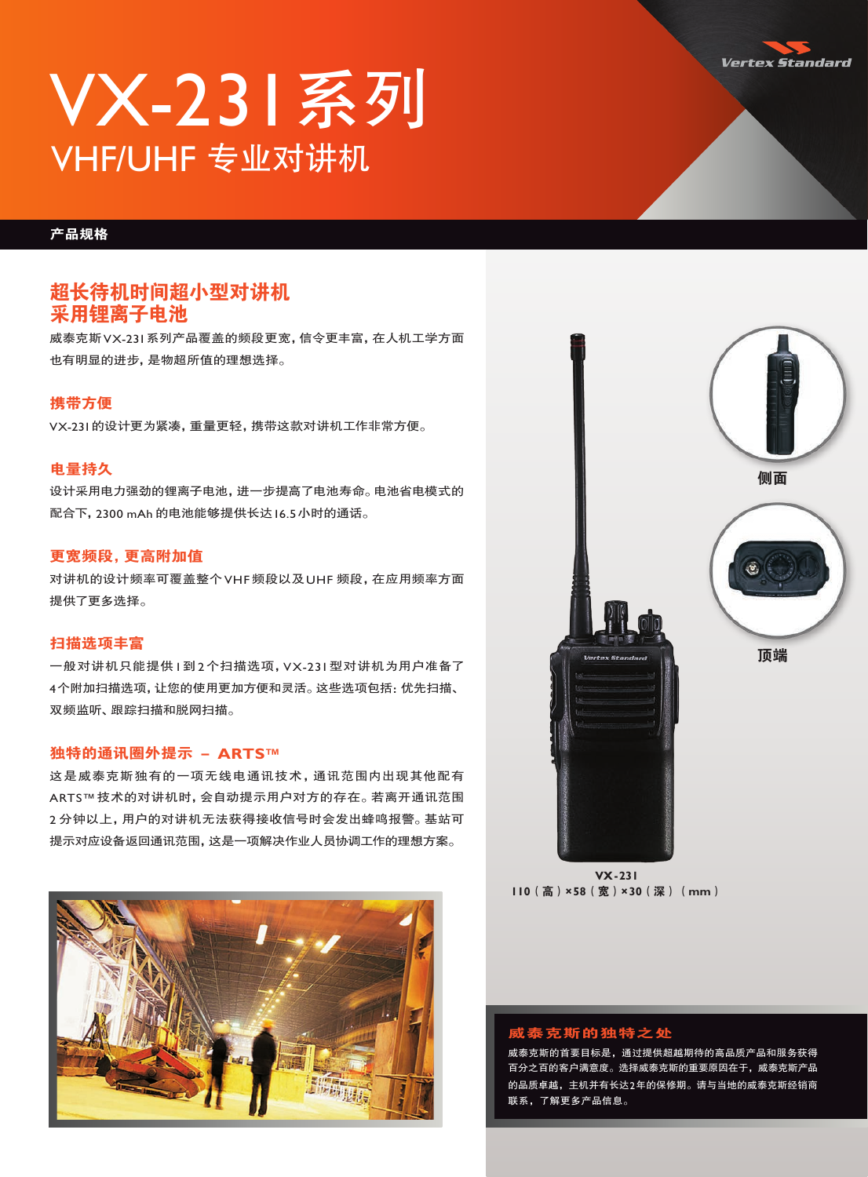Vertex Standard

# VX-231系列

## VHF/UHF 专业对讲机

**产品规格**

## 超长待机时间超小型对讲机 采用锂离子电池

威泰克斯VX-231系列产品覆盖的频段更宽，信令更丰富，在人机工学方面也有明显的进步，是物超所值的理想选择。

### 携带方便

VX-231的设计更为紧凑，重量更轻，携带这款对讲机工作非常方便。

### 电量持久

设计采用电力强劲的锂离子电池，进一步提高了电池寿命。电池省电模式的配合下，2300 mAh 的电池能够提供长达16.5小时的通话。

### 更宽频段，更高附加值

对讲机的设计频率可覆盖整个VHF频段以及UHF 频段，在应用频率方面提供了更多选择。

### 扫描选项丰富

一般对讲机只能提供1到2个扫描选项，VX-231型对讲机为用户准备了4个附加扫描选项，让您的使用更加方便和灵活。这些选项包括：优先扫描、双频监听、跟踪扫描和脱网扫描。

### 独特的通讯圈外提示 – ARTS™

这是威泰克斯独有的一项无线电通讯技术，通讯范围内出现其他配有ARTS™技术的对讲机时，会自动提示用户对方的存在。若离开通讯范围2分钟以上，用户的对讲机无法获得接收信号时会发出蜂鸣报警。基站可提示对应设备返回通讯范围，这是一项解决作业人员协调工作的理想方案。

侧面

顶端

VX-231
110（高）×58（宽）×30（深）（mm）

### 威泰克斯的独特之处

威泰克斯的首要目标是，通过提供超越期待的高品质产品和服务获得百分之百的客户满意度。选择威泰克斯的重要原因在于，威泰克斯产品的品质卓越，主机并有长达2年的保修期。请与当地的威泰克斯经销商联系，了解更多产品信息。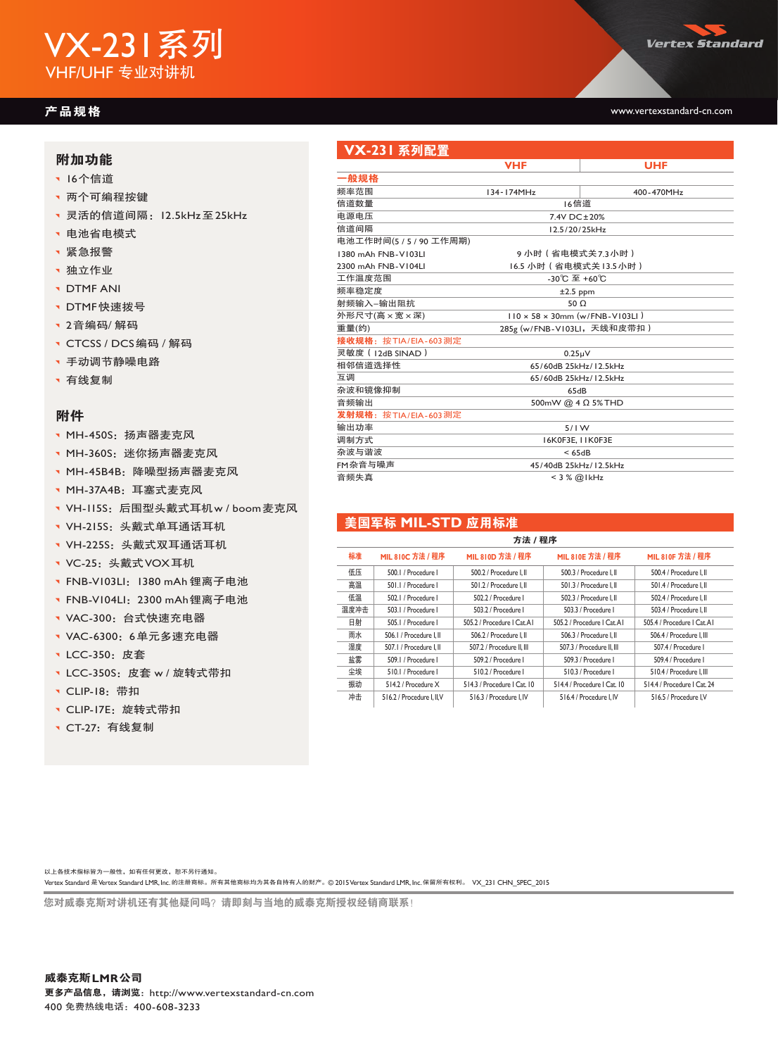# VX-231系列

VHF/UHF 专业对讲机

Vertex Standard

## 产品规格

www.vertexstandard-cn.com

### 附加功能

- 16个信道
- 两个可编程按键
- 灵活的信道间隔：12.5kHz至25kHz
- 电池省电模式
- 紧急报警
- 独立作业
- DTMF ANI
- DTMF快速拨号
- 2音编码/解码
- CTCSS / DCS编码 / 解码
- 手动调节静噪电路
- 有线复制

### 附件

- MH-450S：扬声器麦克风
- MH-360S：迷你扬声器麦克风
- MH-45B4B：降噪型扬声器麦克风
- MH-37A4B：耳塞式麦克风
- VH-115S：后围型头戴式耳机w / boom麦克风
- VH-215S：头戴式单耳通话耳机
- VH-225S：头戴式双耳通话耳机
- VC-25：头戴式VOX耳机
- FNB-V103LI：1380 mAh锂离子电池
- FNB-V104LI：2300 mAh锂离子电池
- VAC-300：台式快速充电器
- VAC-6300：6单元多速充电器
- LCC-350：皮套
- LCC-350S：皮套 w / 旋转式带扣
- CLIP-18：带扣
- CLIP-17E：旋转式带扣
- CT-27：有线复制

### VX-231 系列配置

| | VHF | UHF |
|---|---|---|
| **一般规格** | | |
| 频率范围 | 134-174MHz | 400-470MHz |
| 信道数量 | 16信道 | |
| 电源电压 | 7.4V DC±20% | |
| 信道间隔 | 12.5/20/25kHz | |
| 电池工作时间(5 / 5 / 90 工作周期) | | |
| 1380 mAh FNB-V103LI | 9 小时（省电模式关7.3小时） | |
| 2300 mAh FNB-V104LI | 16.5 小时（省电模式关 13.5小时） | |
| 工作温度范围 | -30℃ 至 +60℃ | |
| 频率稳定度 | ±2.5 ppm | |
| 射频输入—输出阻抗 | 50 Ω | |
| 外形尺寸(高 × 宽 × 深) | 110 × 58 × 30mm (w/FNB-V103LI) | |
| 重量(约) | 285g (w/FNB-V103LI，天线和皮带扣) | |
| **接收规格：按TIA/EIA-603测定** | | |
| 灵敏度（12dB SINAD） | 0.25μV | |
| 相邻信道选择性 | 65/60dB 25kHz/12.5kHz | |
| 互调 | 65/60dB 25kHz/12.5kHz | |
| 杂波和镜像抑制 | 65dB | |
| 音频输出 | 500mW @ 4 Ω 5%THD | |
| **发射规格：按TIA/EIA-603测定** | | |
| 输出功率 | 5/1W | |
| 调制方式 | 16K0F3E, 11K0F3E | |
| 杂波与谐波 | < 65dB | |
| FM杂音与噪声 | 45/40dB 25kHz/12.5kHz | |
| 音频失真 | < 3 % @1kHz | |

### 美国军标 MIL-STD 应用标准

| 标准 | MIL 810C 方法 / 程序 | MIL 810D 方法 / 程序 | MIL 810E 方法 / 程序 | MIL 810F 方法 / 程序 |
|---|---|---|---|---|
| 低压 | 500.1 / Procedure I | 500.2 / Procedure I, II | 500.3 / Procedure I, II | 500.4 / Procedure I, II |
| 高温 | 501.1 / Procedure I | 501.2 / Procedure I, II | 501.3 / Procedure I, II | 501.4 / Procedure I, II |
| 低温 | 502.1 / Procedure I | 502.2 / Procedure I | 502.3 / Procedure I, II | 502.4 / Procedure I, II |
| 温度冲击 | 503.1 / Procedure I | 503.2 / Procedure I | 503.3 / Procedure I | 503.4 / Procedure I, II |
| 日射 | 505.1 / Procedure I | 505.2 / Procedure I Cat.A1 | 505.2 / Procedure I Cat.A1 | 505.4 / Procedure I Cat.A1 |
| 雨水 | 506.1 / Procedure I, II | 506.2 / Procedure I, II | 506.3 / Procedure I, II | 506.4 / Procedure I, III |
| 湿度 | 507.1 / Procedure I, II | 507.2 / Procedure II, III | 507.3 / Procedure II, III | 507.4 / Procedure I |
| 盐雾 | 509.1 / Procedure I | 509.2 / Procedure I | 509.3 / Procedure I | 509.4 / Procedure I |
| 尘埃 | 510.1 / Procedure I | 510.2 / Procedure I | 510.3 / Procedure I | 510.4 / Procedure I, III |
| 振动 | 514.2 / Procedure X | 514.3 / Procedure I Cat. 10 | 514.4 / Procedure I Cat. 10 | 514.4 / Procedure I Cat. 24 |
| 冲击 | 516.2 / Procedure I, II, V | 516.3 / Procedure I, IV | 516.4 / Procedure I, IV | 516.5 / Procedure I, V |

以上各技术指标皆为一般性，如有任何更改，恕不另行通知。
Vertex Standard 是 Vertex Standard LMR, Inc. 的注册商标。所有其他商标均为其各自持有人的财产。© 2015 Vertex Standard LMR, Inc. 保留所有权利。 VX_231 CHN_SPEC_2015

您对威泰克斯对讲机还有其他疑问吗？请即刻与当地的威泰克斯授权经销商联系！

**威泰克斯LMR公司**
**更多产品信息，请浏览：**http://www.vertexstandard-cn.com
400 免费热线电话：400-608-3233